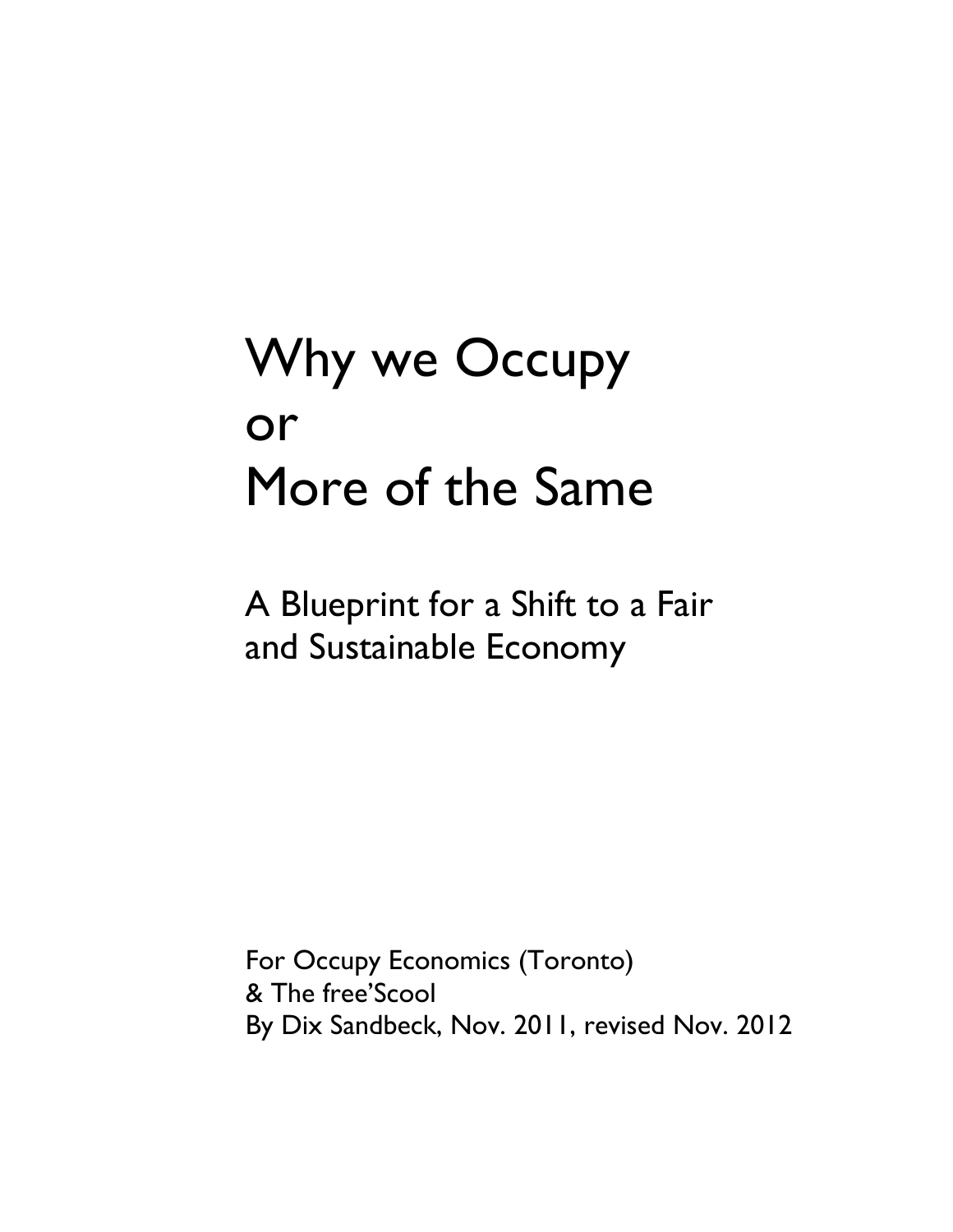# Why we Occupy or More of the Same

## A Blueprint for a Shift to a Fair and Sustainable Economy

For Occupy Economics (Toronto)
& The free'Scool
By Dix Sandbeck, Nov. 2011, revised Nov. 2012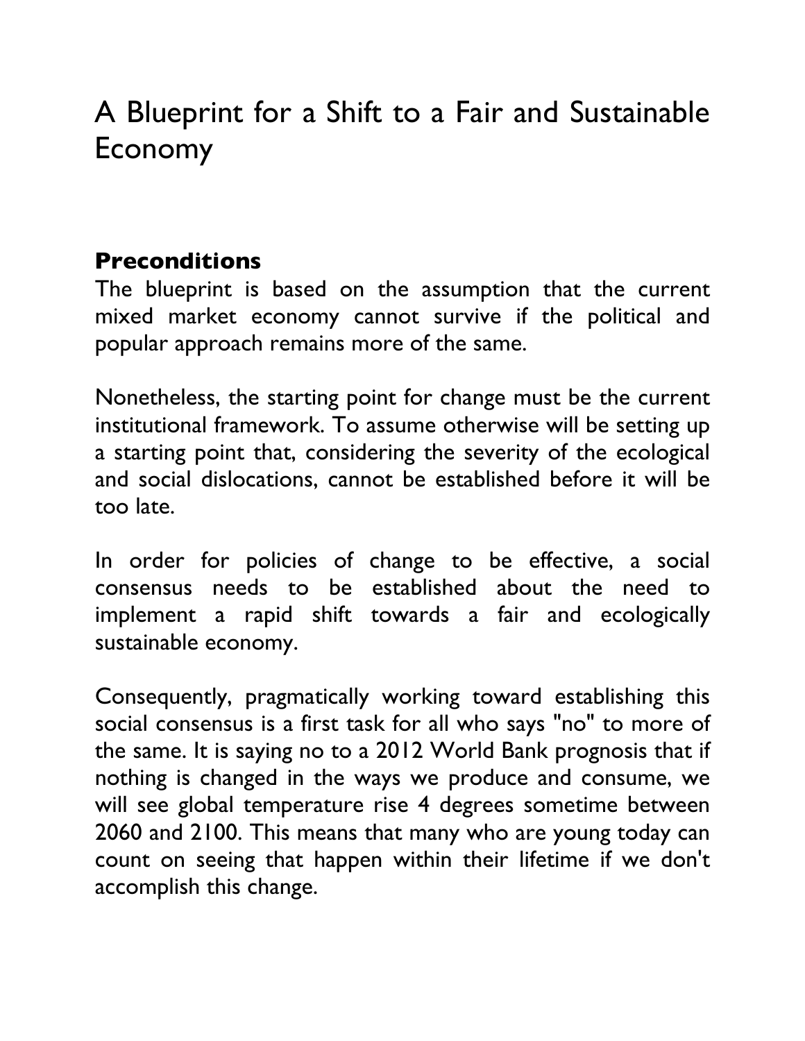# A Blueprint for a Shift to a Fair and Sustainable Economy

## Preconditions

The blueprint is based on the assumption that the current mixed market economy cannot survive if the political and popular approach remains more of the same.

Nonetheless, the starting point for change must be the current institutional framework. To assume otherwise will be setting up a starting point that, considering the severity of the ecological and social dislocations, cannot be established before it will be too late.

In order for policies of change to be effective, a social consensus needs to be established about the need to implement a rapid shift towards a fair and ecologically sustainable economy.

Consequently, pragmatically working toward establishing this social consensus is a first task for all who says "no" to more of the same. It is saying no to a 2012 World Bank prognosis that if nothing is changed in the ways we produce and consume, we will see global temperature rise 4 degrees sometime between 2060 and 2100. This means that many who are young today can count on seeing that happen within their lifetime if we don't accomplish this change.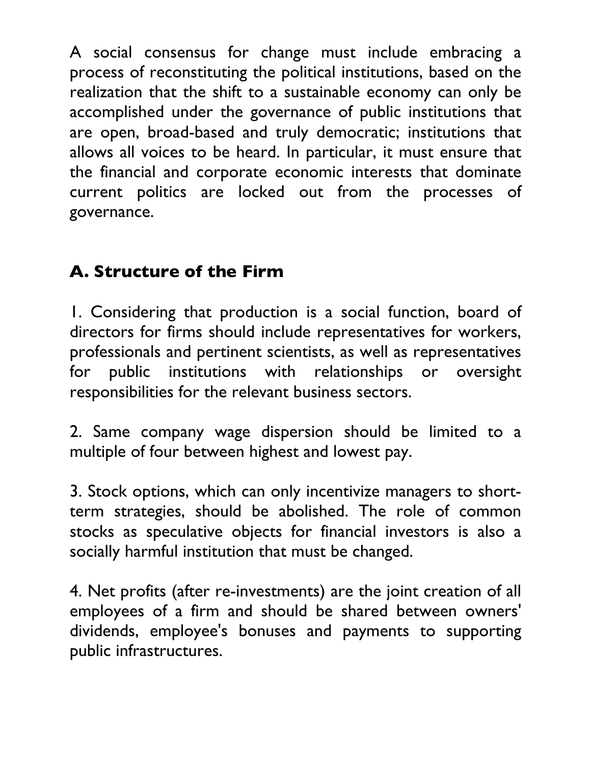A social consensus for change must include embracing a process of reconstituting the political institutions, based on the realization that the shift to a sustainable economy can only be accomplished under the governance of public institutions that are open, broad-based and truly democratic; institutions that allows all voices to be heard. In particular, it must ensure that the financial and corporate economic interests that dominate current politics are locked out from the processes of governance.

## A. Structure of the Firm

1. Considering that production is a social function, board of directors for firms should include representatives for workers, professionals and pertinent scientists, as well as representatives for public institutions with relationships or oversight responsibilities for the relevant business sectors.

2. Same company wage dispersion should be limited to a multiple of four between highest and lowest pay.

3. Stock options, which can only incentivize managers to short-term strategies, should be abolished. The role of common stocks as speculative objects for financial investors is also a socially harmful institution that must be changed.

4. Net profits (after re-investments) are the joint creation of all employees of a firm and should be shared between owners' dividends, employee's bonuses and payments to supporting public infrastructures.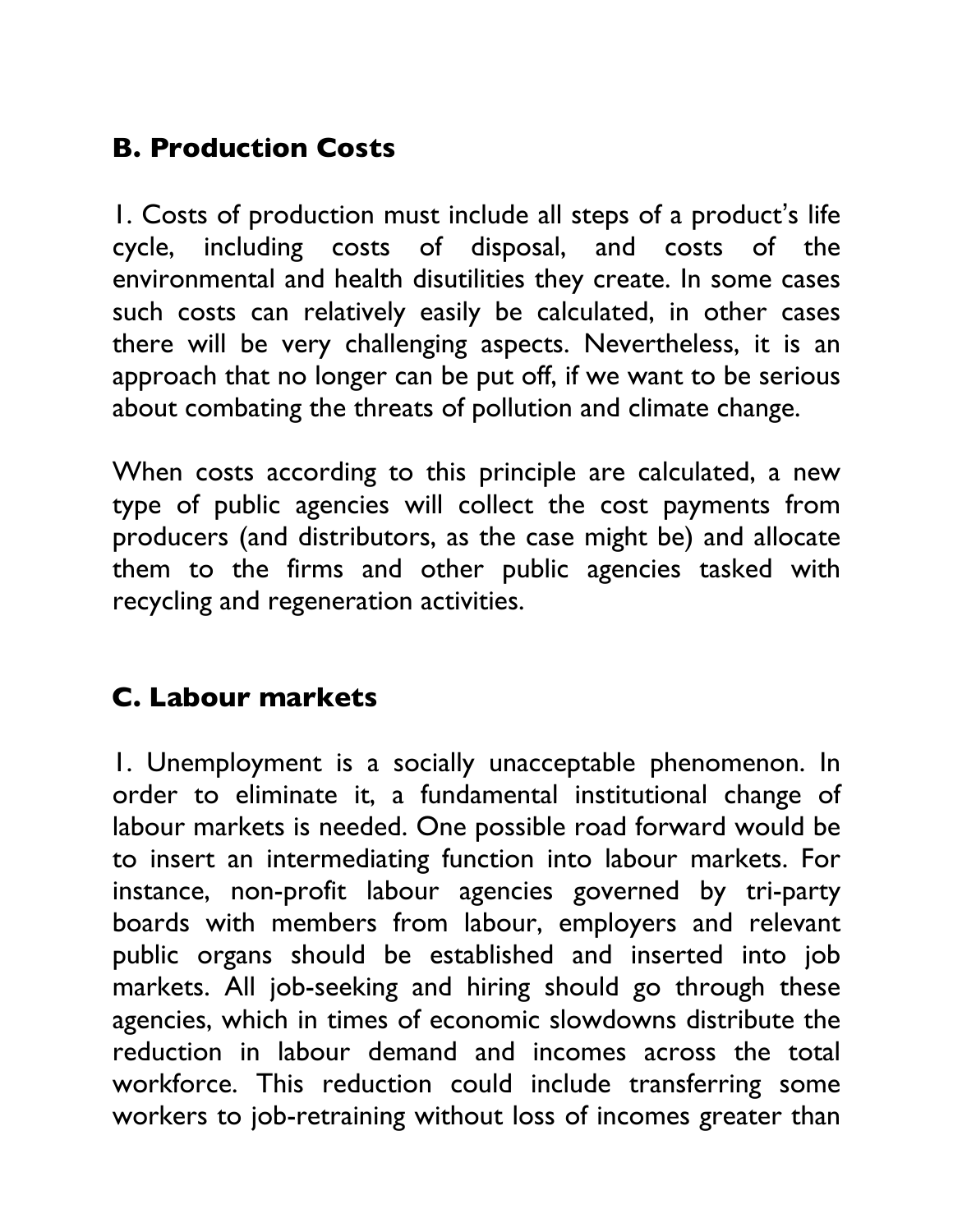## B. Production Costs

1. Costs of production must include all steps of a product's life cycle, including costs of disposal, and costs of the environmental and health disutilities they create. In some cases such costs can relatively easily be calculated, in other cases there will be very challenging aspects. Nevertheless, it is an approach that no longer can be put off, if we want to be serious about combating the threats of pollution and climate change.

When costs according to this principle are calculated, a new type of public agencies will collect the cost payments from producers (and distributors, as the case might be) and allocate them to the firms and other public agencies tasked with recycling and regeneration activities.

## C. Labour markets

1. Unemployment is a socially unacceptable phenomenon. In order to eliminate it, a fundamental institutional change of labour markets is needed. One possible road forward would be to insert an intermediating function into labour markets. For instance, non-profit labour agencies governed by tri-party boards with members from labour, employers and relevant public organs should be established and inserted into job markets. All job-seeking and hiring should go through these agencies, which in times of economic slowdowns distribute the reduction in labour demand and incomes across the total workforce. This reduction could include transferring some workers to job-retraining without loss of incomes greater than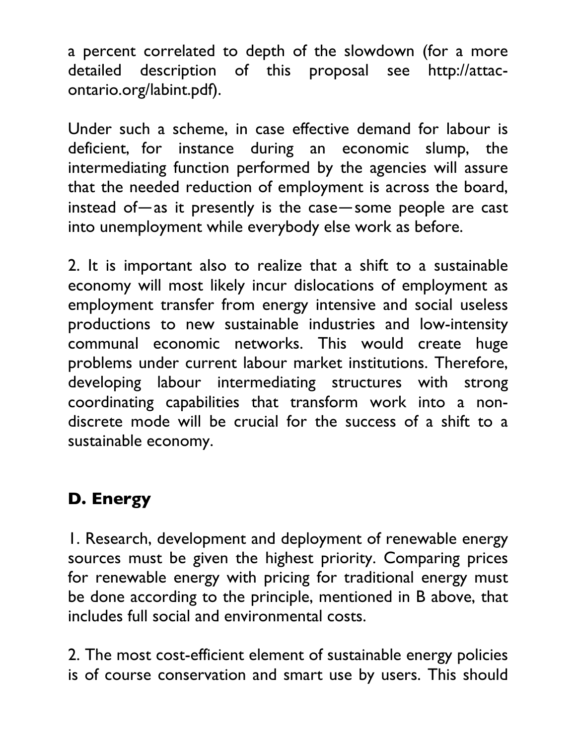a percent correlated to depth of the slowdown (for a more detailed description of this proposal see http://attac-ontario.org/labint.pdf).

Under such a scheme, in case effective demand for labour is deficient, for instance during an economic slump, the intermediating function performed by the agencies will assure that the needed reduction of employment is across the board, instead of—as it presently is the case—some people are cast into unemployment while everybody else work as before.

2. It is important also to realize that a shift to a sustainable economy will most likely incur dislocations of employment as employment transfer from energy intensive and social useless productions to new sustainable industries and low-intensity communal economic networks. This would create huge problems under current labour market institutions. Therefore, developing labour intermediating structures with strong coordinating capabilities that transform work into a non-discrete mode will be crucial for the success of a shift to a sustainable economy.

## D. Energy

1. Research, development and deployment of renewable energy sources must be given the highest priority. Comparing prices for renewable energy with pricing for traditional energy must be done according to the principle, mentioned in B above, that includes full social and environmental costs.

2. The most cost-efficient element of sustainable energy policies is of course conservation and smart use by users. This should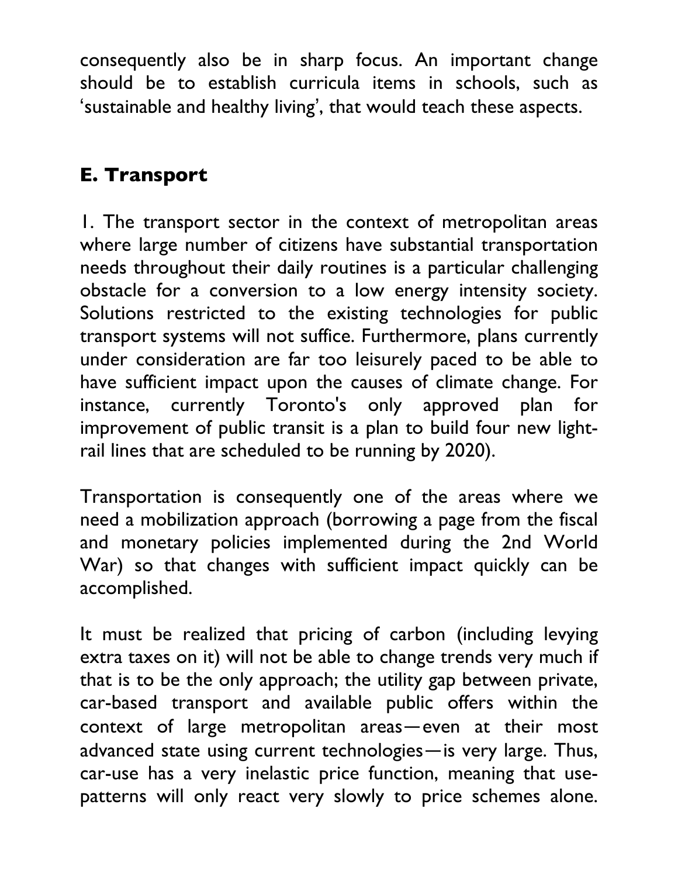consequently also be in sharp focus. An important change should be to establish curricula items in schools, such as 'sustainable and healthy living', that would teach these aspects.

## E. Transport

1. The transport sector in the context of metropolitan areas where large number of citizens have substantial transportation needs throughout their daily routines is a particular challenging obstacle for a conversion to a low energy intensity society. Solutions restricted to the existing technologies for public transport systems will not suffice. Furthermore, plans currently under consideration are far too leisurely paced to be able to have sufficient impact upon the causes of climate change. For instance, currently Toronto's only approved plan for improvement of public transit is a plan to build four new light-rail lines that are scheduled to be running by 2020).

Transportation is consequently one of the areas where we need a mobilization approach (borrowing a page from the fiscal and monetary policies implemented during the 2nd World War) so that changes with sufficient impact quickly can be accomplished.

It must be realized that pricing of carbon (including levying extra taxes on it) will not be able to change trends very much if that is to be the only approach; the utility gap between private, car-based transport and available public offers within the context of large metropolitan areas—even at their most advanced state using current technologies—is very large. Thus, car-use has a very inelastic price function, meaning that use-patterns will only react very slowly to price schemes alone.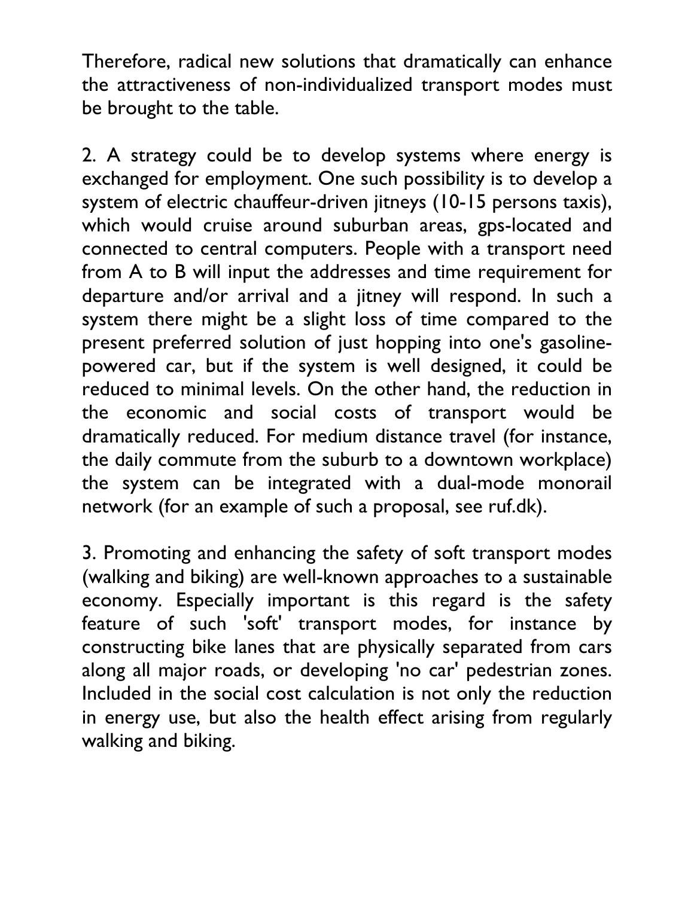Therefore, radical new solutions that dramatically can enhance the attractiveness of non-individualized transport modes must be brought to the table.

2. A strategy could be to develop systems where energy is exchanged for employment. One such possibility is to develop a system of electric chauffeur-driven jitneys (10-15 persons taxis), which would cruise around suburban areas, gps-located and connected to central computers. People with a transport need from A to B will input the addresses and time requirement for departure and/or arrival and a jitney will respond. In such a system there might be a slight loss of time compared to the present preferred solution of just hopping into one's gasoline-powered car, but if the system is well designed, it could be reduced to minimal levels. On the other hand, the reduction in the economic and social costs of transport would be dramatically reduced. For medium distance travel (for instance, the daily commute from the suburb to a downtown workplace) the system can be integrated with a dual-mode monorail network (for an example of such a proposal, see ruf.dk).

3. Promoting and enhancing the safety of soft transport modes (walking and biking) are well-known approaches to a sustainable economy. Especially important is this regard is the safety feature of such 'soft' transport modes, for instance by constructing bike lanes that are physically separated from cars along all major roads, or developing 'no car' pedestrian zones. Included in the social cost calculation is not only the reduction in energy use, but also the health effect arising from regularly walking and biking.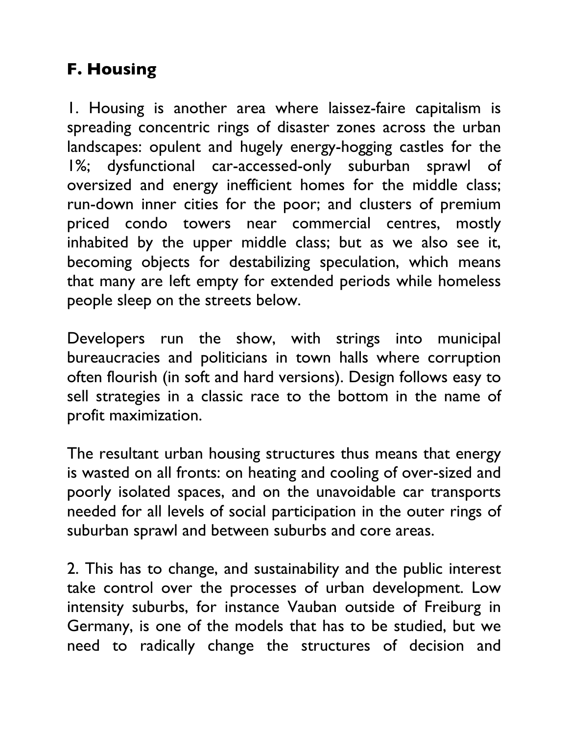## F. Housing

1. Housing is another area where laissez-faire capitalism is spreading concentric rings of disaster zones across the urban landscapes: opulent and hugely energy-hogging castles for the 1%; dysfunctional car-accessed-only suburban sprawl of oversized and energy inefficient homes for the middle class; run-down inner cities for the poor; and clusters of premium priced condo towers near commercial centres, mostly inhabited by the upper middle class; but as we also see it, becoming objects for destabilizing speculation, which means that many are left empty for extended periods while homeless people sleep on the streets below.

Developers run the show, with strings into municipal bureaucracies and politicians in town halls where corruption often flourish (in soft and hard versions). Design follows easy to sell strategies in a classic race to the bottom in the name of profit maximization.

The resultant urban housing structures thus means that energy is wasted on all fronts: on heating and cooling of over-sized and poorly isolated spaces, and on the unavoidable car transports needed for all levels of social participation in the outer rings of suburban sprawl and between suburbs and core areas.

2. This has to change, and sustainability and the public interest take control over the processes of urban development. Low intensity suburbs, for instance Vauban outside of Freiburg in Germany, is one of the models that has to be studied, but we need to radically change the structures of decision and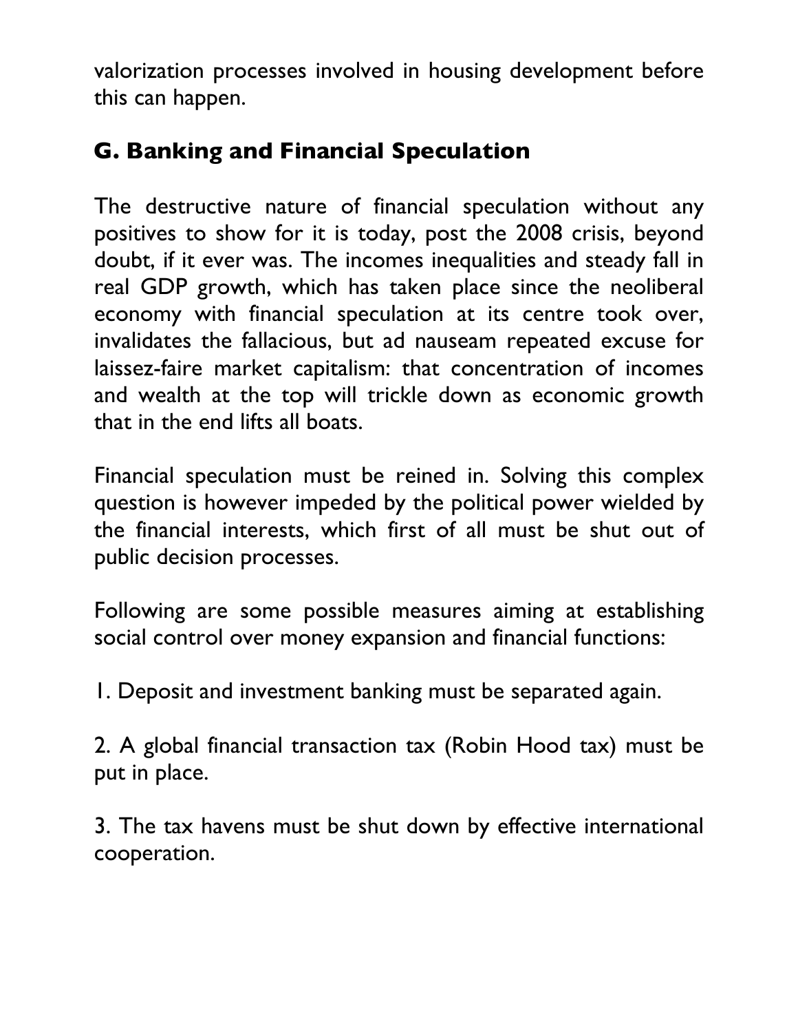valorization processes involved in housing development before this can happen.

## G. Banking and Financial Speculation

The destructive nature of financial speculation without any positives to show for it is today, post the 2008 crisis, beyond doubt, if it ever was. The incomes inequalities and steady fall in real GDP growth, which has taken place since the neoliberal economy with financial speculation at its centre took over, invalidates the fallacious, but ad nauseam repeated excuse for laissez-faire market capitalism: that concentration of incomes and wealth at the top will trickle down as economic growth that in the end lifts all boats.

Financial speculation must be reined in. Solving this complex question is however impeded by the political power wielded by the financial interests, which first of all must be shut out of public decision processes.

Following are some possible measures aiming at establishing social control over money expansion and financial functions:

1. Deposit and investment banking must be separated again.

2. A global financial transaction tax (Robin Hood tax) must be put in place.

3. The tax havens must be shut down by effective international cooperation.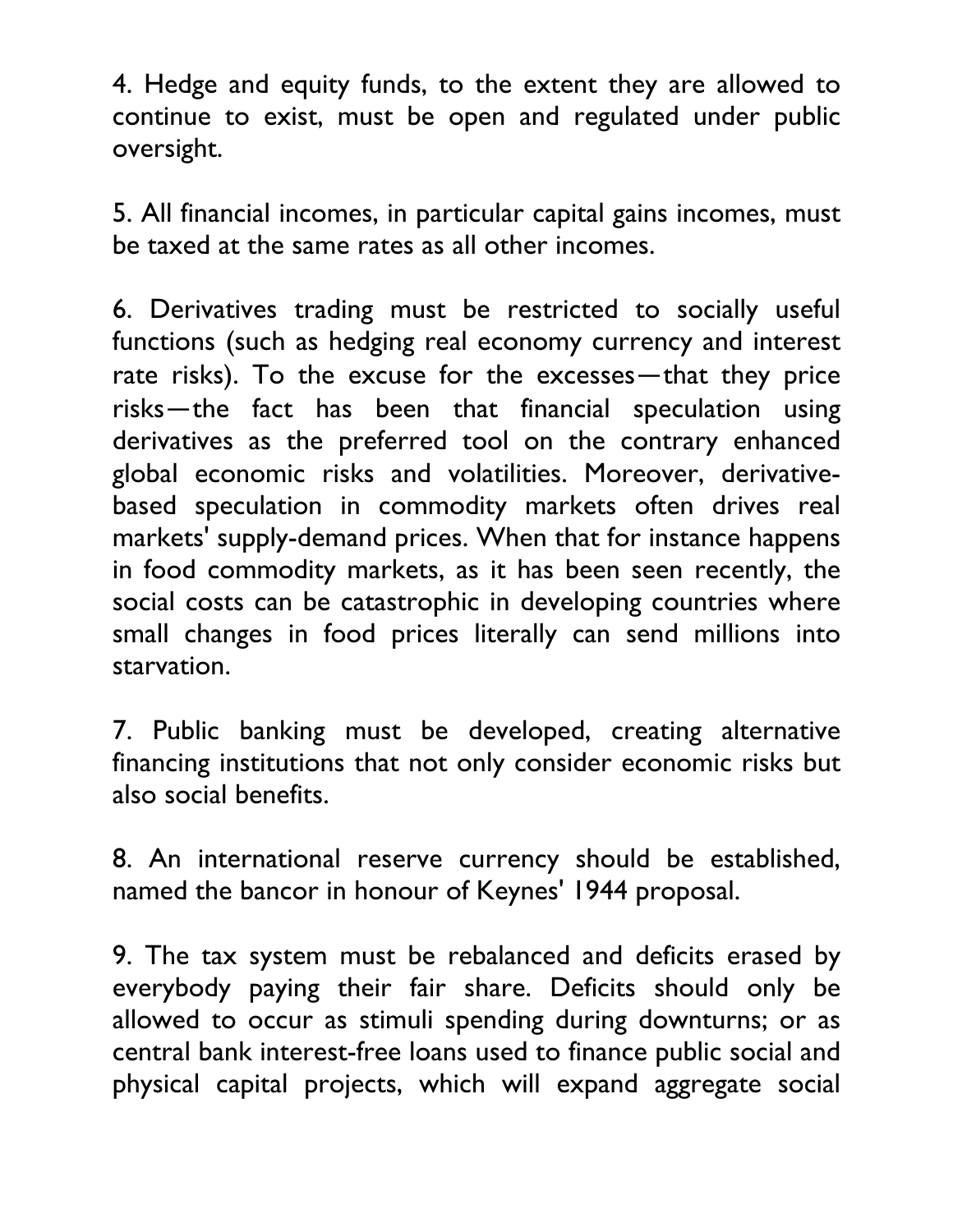4. Hedge and equity funds, to the extent they are allowed to continue to exist, must be open and regulated under public oversight.

5. All financial incomes, in particular capital gains incomes, must be taxed at the same rates as all other incomes.

6. Derivatives trading must be restricted to socially useful functions (such as hedging real economy currency and interest rate risks). To the excuse for the excesses—that they price risks—the fact has been that financial speculation using derivatives as the preferred tool on the contrary enhanced global economic risks and volatilities. Moreover, derivative-based speculation in commodity markets often drives real markets' supply-demand prices. When that for instance happens in food commodity markets, as it has been seen recently, the social costs can be catastrophic in developing countries where small changes in food prices literally can send millions into starvation.

7. Public banking must be developed, creating alternative financing institutions that not only consider economic risks but also social benefits.

8. An international reserve currency should be established, named the bancor in honour of Keynes' 1944 proposal.

9. The tax system must be rebalanced and deficits erased by everybody paying their fair share. Deficits should only be allowed to occur as stimuli spending during downturns; or as central bank interest-free loans used to finance public social and physical capital projects, which will expand aggregate social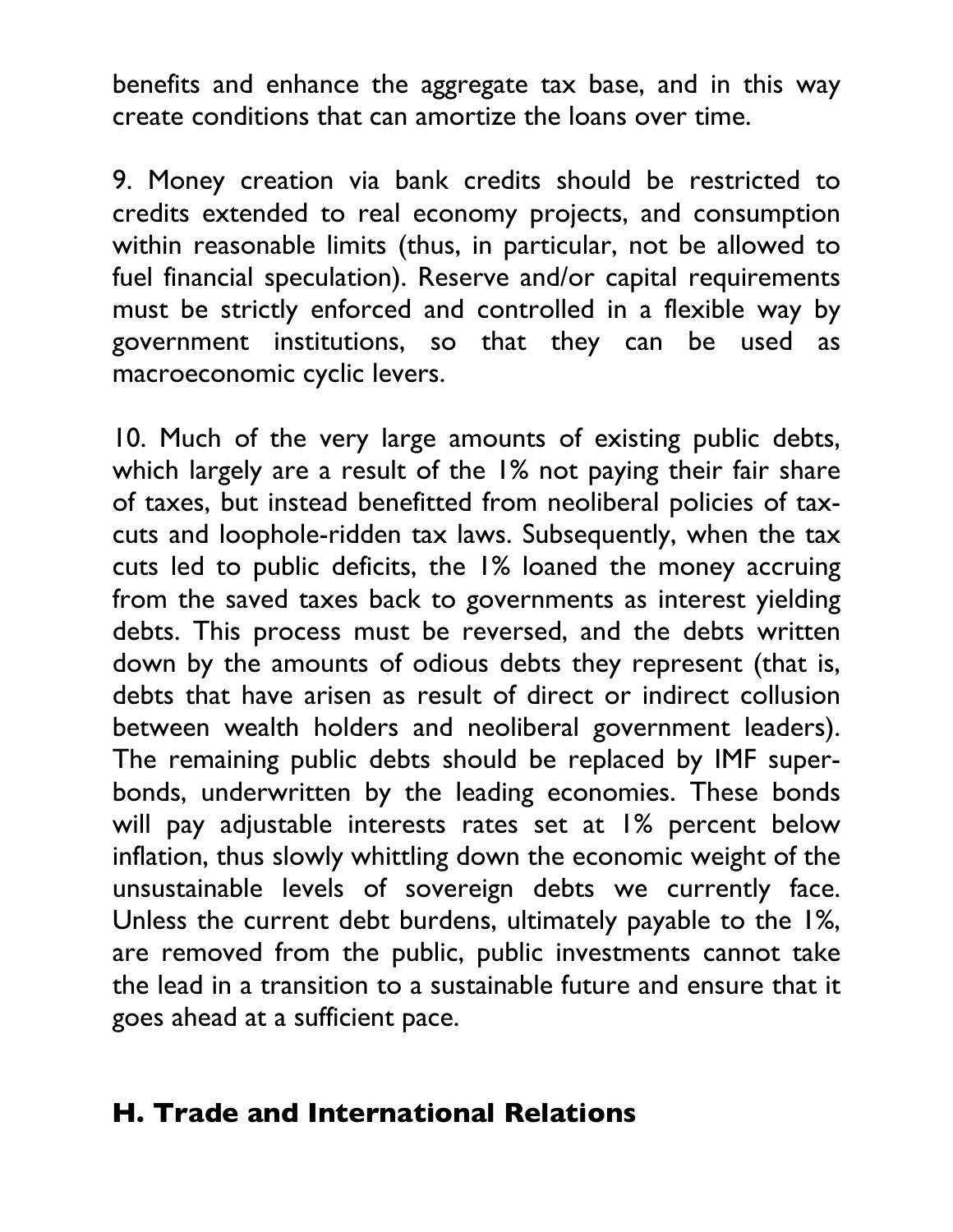benefits and enhance the aggregate tax base, and in this way create conditions that can amortize the loans over time.

9. Money creation via bank credits should be restricted to credits extended to real economy projects, and consumption within reasonable limits (thus, in particular, not be allowed to fuel financial speculation). Reserve and/or capital requirements must be strictly enforced and controlled in a flexible way by government institutions, so that they can be used as macroeconomic cyclic levers.

10. Much of the very large amounts of existing public debts, which largely are a result of the 1% not paying their fair share of taxes, but instead benefitted from neoliberal policies of tax-cuts and loophole-ridden tax laws. Subsequently, when the tax cuts led to public deficits, the 1% loaned the money accruing from the saved taxes back to governments as interest yielding debts. This process must be reversed, and the debts written down by the amounts of odious debts they represent (that is, debts that have arisen as result of direct or indirect collusion between wealth holders and neoliberal government leaders). The remaining public debts should be replaced by IMF super-bonds, underwritten by the leading economies. These bonds will pay adjustable interests rates set at 1% percent below inflation, thus slowly whittling down the economic weight of the unsustainable levels of sovereign debts we currently face. Unless the current debt burdens, ultimately payable to the 1%, are removed from the public, public investments cannot take the lead in a transition to a sustainable future and ensure that it goes ahead at a sufficient pace.

## H. Trade and International Relations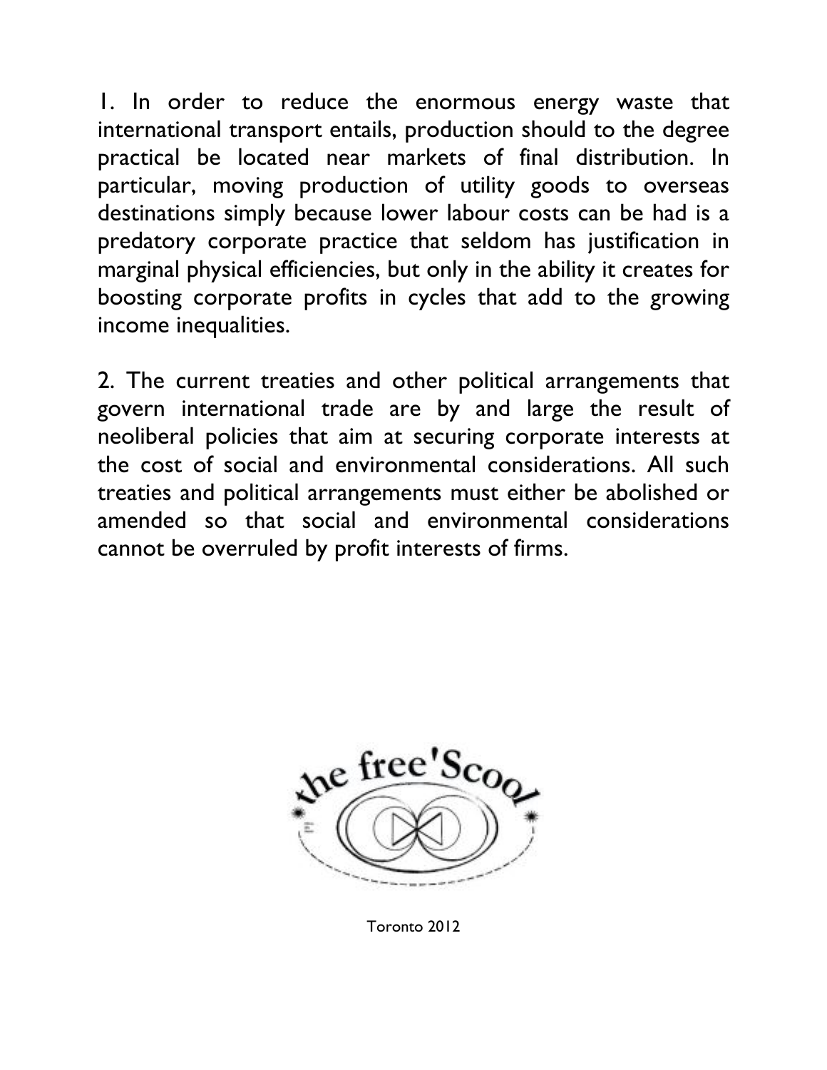1. In order to reduce the enormous energy waste that international transport entails, production should to the degree practical be located near markets of final distribution. In particular, moving production of utility goods to overseas destinations simply because lower labour costs can be had is a predatory corporate practice that seldom has justification in marginal physical efficiencies, but only in the ability it creates for boosting corporate profits in cycles that add to the growing income inequalities.

2. The current treaties and other political arrangements that govern international trade are by and large the result of neoliberal policies that aim at securing corporate interests at the cost of social and environmental considerations. All such treaties and political arrangements must either be abolished or amended so that social and environmental considerations cannot be overruled by profit interests of firms.

the free'Scool

Toronto 2012